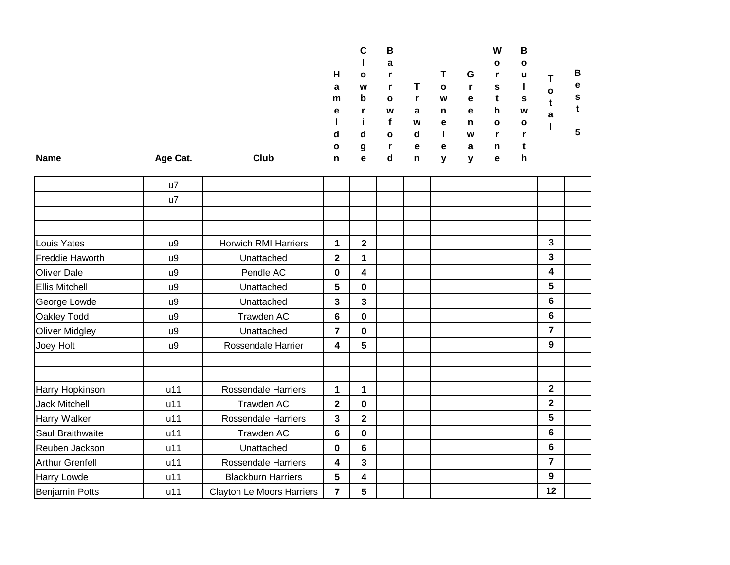| Name | Age Cat. | Club | Hameldon | Clowbridge | Barrowford | Trawden | Towneley | Greenway | Worsthorne | Boulsworth | Total | Best 5 |
|---|---|---|---|---|---|---|---|---|---|---|---|---|
| | u7 | | | | | | | | | | | |
| | u7 | | | | | | | | | | | |
| | | | | | | | | | | | | |
| | | | | | | | | | | | | |
| Louis Yates | u9 | Horwich RMI Harriers | **1** | **2** | | | | | | | **3** | |
| Freddie Haworth | u9 | Unattached | **2** | **1** | | | | | | | **3** | |
| Oliver Dale | u9 | Pendle AC | **0** | **4** | | | | | | | **4** | |
| Ellis Mitchell | u9 | Unattached | **5** | **0** | | | | | | | **5** | |
| George Lowde | u9 | Unattached | **3** | **3** | | | | | | | **6** | |
| Oakley Todd | u9 | Trawden AC | **6** | **0** | | | | | | | **6** | |
| Oliver Midgley | u9 | Unattached | **7** | **0** | | | | | | | **7** | |
| Joey Holt | u9 | Rossendale Harrier | **4** | **5** | | | | | | | **9** | |
| | | | | | | | | | | | | |
| | | | | | | | | | | | | |
| Harry Hopkinson | u11 | Rossendale Harriers | **1** | **1** | | | | | | | **2** | |
| Jack Mitchell | u11 | Trawden AC | **2** | **0** | | | | | | | **2** | |
| Harry Walker | u11 | Rossendale Harriers | **3** | **2** | | | | | | | **5** | |
| Saul Braithwaite | u11 | Trawden AC | **6** | **0** | | | | | | | **6** | |
| Reuben Jackson | u11 | Unattached | **0** | **6** | | | | | | | **6** | |
| Arthur Grenfell | u11 | Rossendale Harriers | **4** | **3** | | | | | | | **7** | |
| Harry Lowde | u11 | Blackburn Harriers | **5** | **4** | | | | | | | **9** | |
| Benjamin Potts | u11 | Clayton Le Moors Harriers | **7** | **5** | | | | | | | **12** | |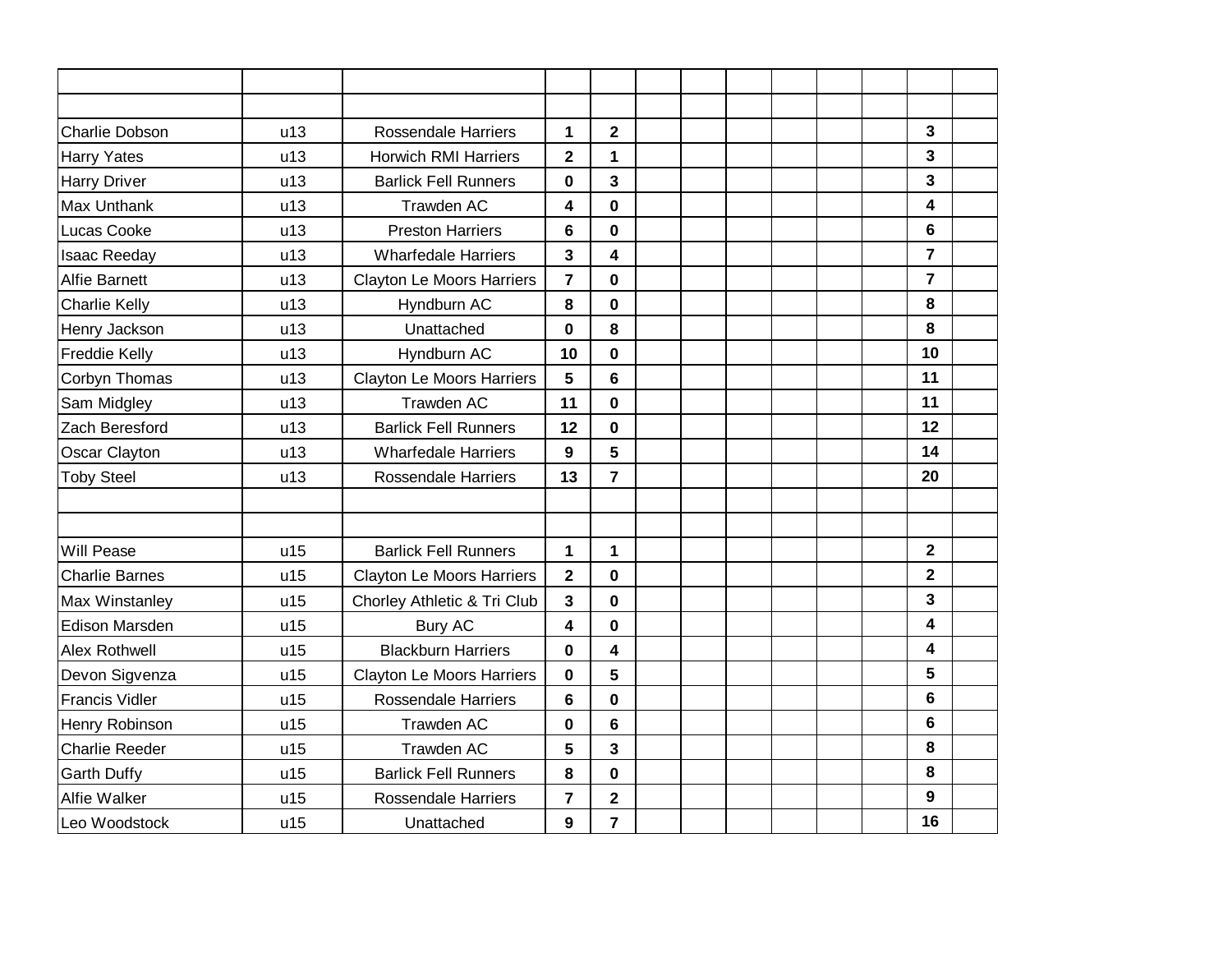| | | | | | | | | | | | | |
|---|---|---|---|---|---|---|---|---|---|---|---|---|
| | | | | | | | | | | | | |
| Charlie Dobson | u13 | Rossendale Harriers | **1** | **2** | | | | | | | **3** | |
| Harry Yates | u13 | Horwich RMI Harriers | **2** | **1** | | | | | | | **3** | |
| Harry Driver | u13 | Barlick Fell Runners | **0** | **3** | | | | | | | **3** | |
| Max Unthank | u13 | Trawden AC | **4** | **0** | | | | | | | **4** | |
| Lucas Cooke | u13 | Preston Harriers | **6** | **0** | | | | | | | **6** | |
| Isaac Reeday | u13 | Wharfedale Harriers | **3** | **4** | | | | | | | **7** | |
| Alfie Barnett | u13 | Clayton Le Moors Harriers | **7** | **0** | | | | | | | **7** | |
| Charlie Kelly | u13 | Hyndburn AC | **8** | **0** | | | | | | | **8** | |
| Henry Jackson | u13 | Unattached | **0** | **8** | | | | | | | **8** | |
| Freddie Kelly | u13 | Hyndburn AC | **10** | **0** | | | | | | | **10** | |
| Corbyn Thomas | u13 | Clayton Le Moors Harriers | **5** | **6** | | | | | | | **11** | |
| Sam Midgley | u13 | Trawden AC | **11** | **0** | | | | | | | **11** | |
| Zach Beresford | u13 | Barlick Fell Runners | **12** | **0** | | | | | | | **12** | |
| Oscar Clayton | u13 | Wharfedale Harriers | **9** | **5** | | | | | | | **14** | |
| Toby Steel | u13 | Rossendale Harriers | **13** | **7** | | | | | | | **20** | |
| | | | | | | | | | | | | |
| | | | | | | | | | | | | |
| Will Pease | u15 | Barlick Fell Runners | **1** | **1** | | | | | | | **2** | |
| Charlie Barnes | u15 | Clayton Le Moors Harriers | **2** | **0** | | | | | | | **2** | |
| Max Winstanley | u15 | Chorley Athletic & Tri Club | **3** | **0** | | | | | | | **3** | |
| Edison Marsden | u15 | Bury AC | **4** | **0** | | | | | | | **4** | |
| Alex Rothwell | u15 | Blackburn Harriers | **0** | **4** | | | | | | | **4** | |
| Devon Sigvenza | u15 | Clayton Le Moors Harriers | **0** | **5** | | | | | | | **5** | |
| Francis Vidler | u15 | Rossendale Harriers | **6** | **0** | | | | | | | **6** | |
| Henry Robinson | u15 | Trawden AC | **0** | **6** | | | | | | | **6** | |
| Charlie Reeder | u15 | Trawden AC | **5** | **3** | | | | | | | **8** | |
| Garth Duffy | u15 | Barlick Fell Runners | **8** | **0** | | | | | | | **8** | |
| Alfie Walker | u15 | Rossendale Harriers | **7** | **2** | | | | | | | **9** | |
| Leo Woodstock | u15 | Unattached | **9** | **7** | | | | | | | **16** | |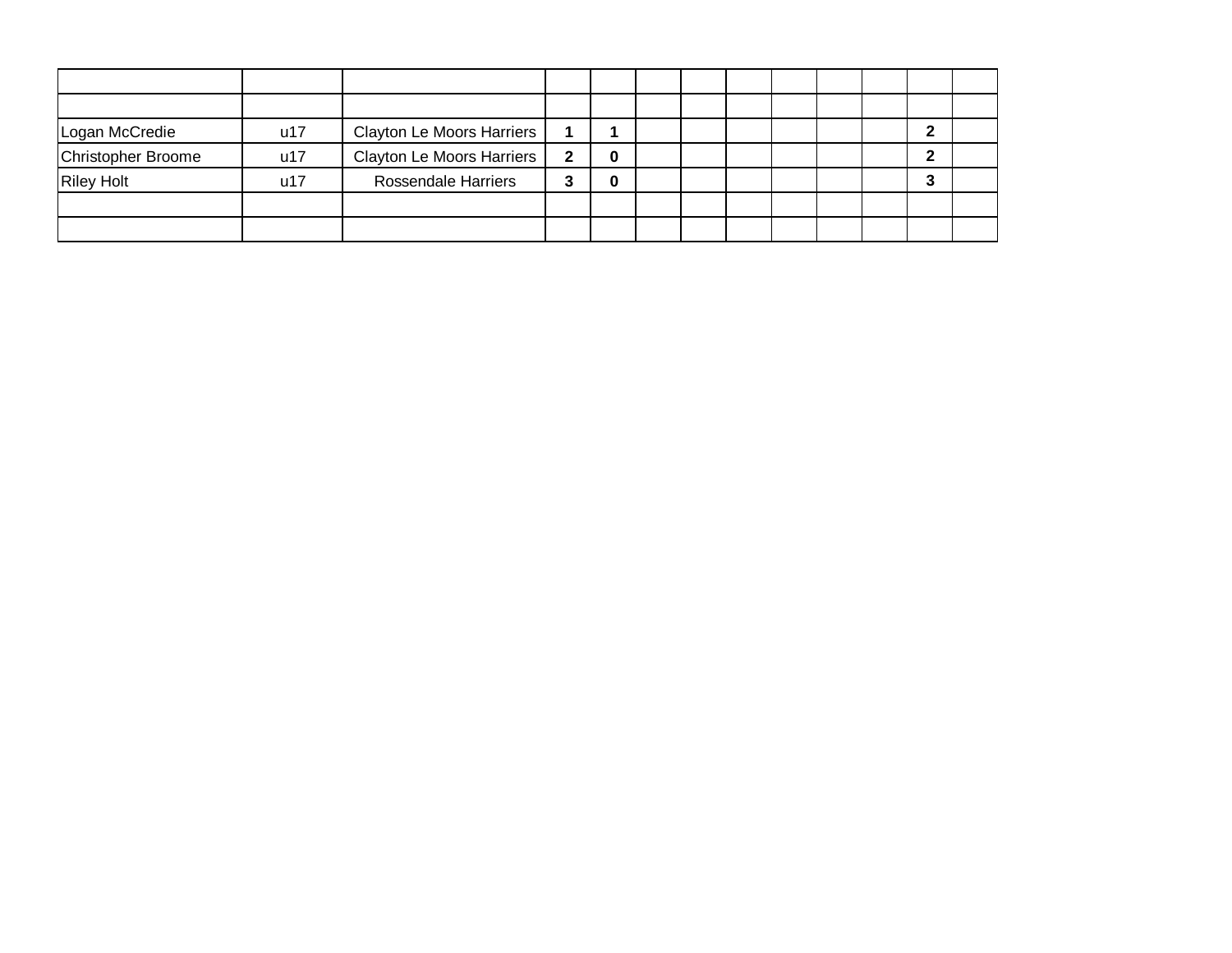| | | | | | | | | | | | | |
|---|---|---|---|---|---|---|---|---|---|---|---|---|
| | | | | | | | | | | | | |
| Logan McCredie | u17 | Clayton Le Moors Harriers | **1** | **1** | | | | | | | **2** | |
| Christopher Broome | u17 | Clayton Le Moors Harriers | **2** | **0** | | | | | | | **2** | |
| Riley Holt | u17 | Rossendale Harriers | **3** | **0** | | | | | | | **3** | |
| | | | | | | | | | | | | |
| | | | | | | | | | | | | |